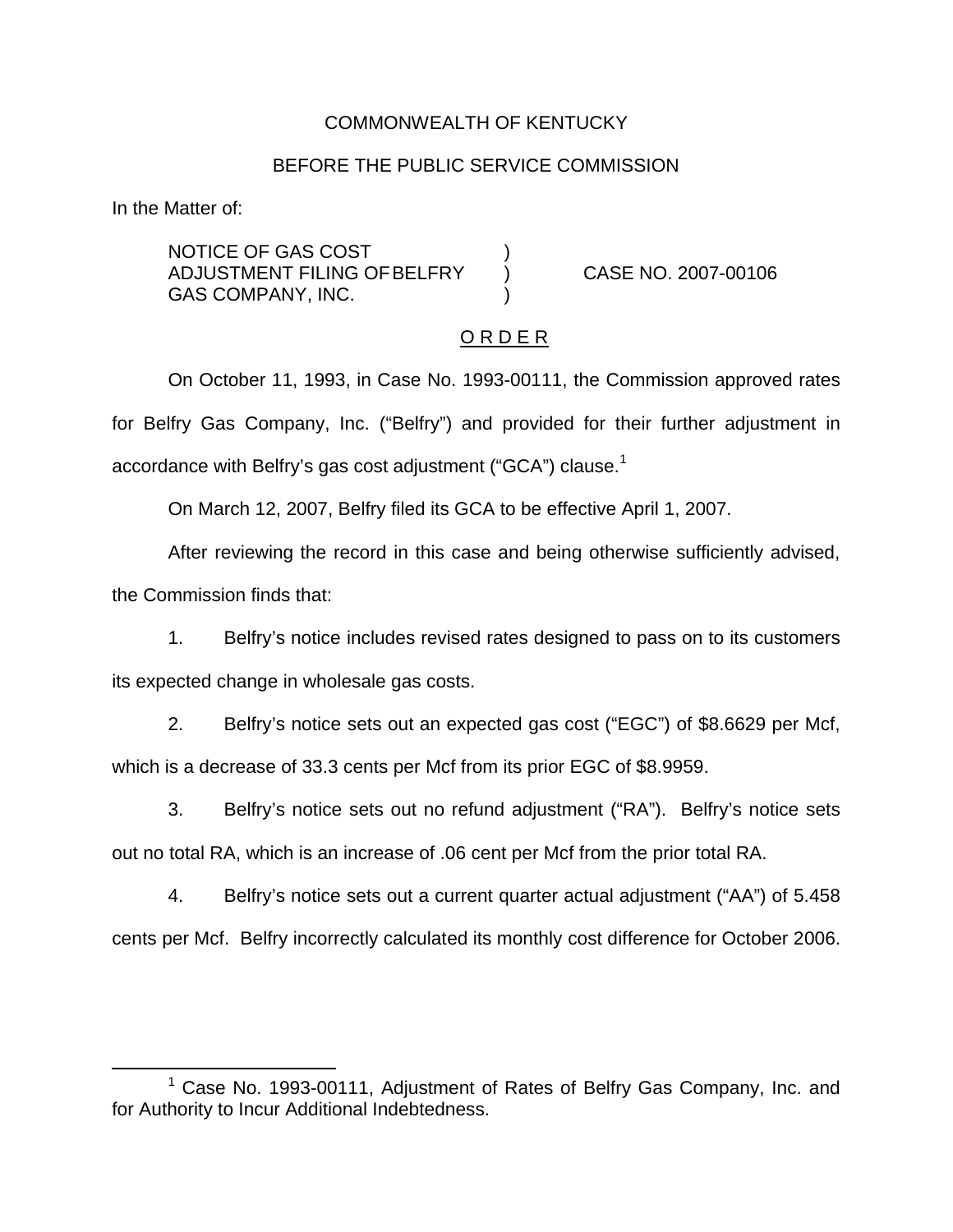COMMONWEALTH OF KENTUCKY

BEFORE THE PUBLIC SERVICE COMMISSION

In the Matter of:

NOTICE OF GAS COST ADJUSTMENT FILING OF BELFRY GAS COMPANY, INC. ) CASE NO. 2007-00106

O R D E R

On October 11, 1993, in Case No. 1993-00111, the Commission approved rates for Belfry Gas Company, Inc. ("Belfry") and provided for their further adjustment in accordance with Belfry's gas cost adjustment ("GCA") clause.[1]

On March 12, 2007, Belfry filed its GCA to be effective April 1, 2007.

After reviewing the record in this case and being otherwise sufficiently advised, the Commission finds that:

1. Belfry's notice includes revised rates designed to pass on to its customers its expected change in wholesale gas costs.

2. Belfry's notice sets out an expected gas cost ("EGC") of $8.6629 per Mcf, which is a decrease of 33.3 cents per Mcf from its prior EGC of $8.9959.

3. Belfry's notice sets out no refund adjustment ("RA"). Belfry's notice sets out no total RA, which is an increase of .06 cent per Mcf from the prior total RA.

4. Belfry's notice sets out a current quarter actual adjustment ("AA") of 5.458 cents per Mcf. Belfry incorrectly calculated its monthly cost difference for October 2006.

[1] Case No. 1993-00111, Adjustment of Rates of Belfry Gas Company, Inc. and for Authority to Incur Additional Indebtedness.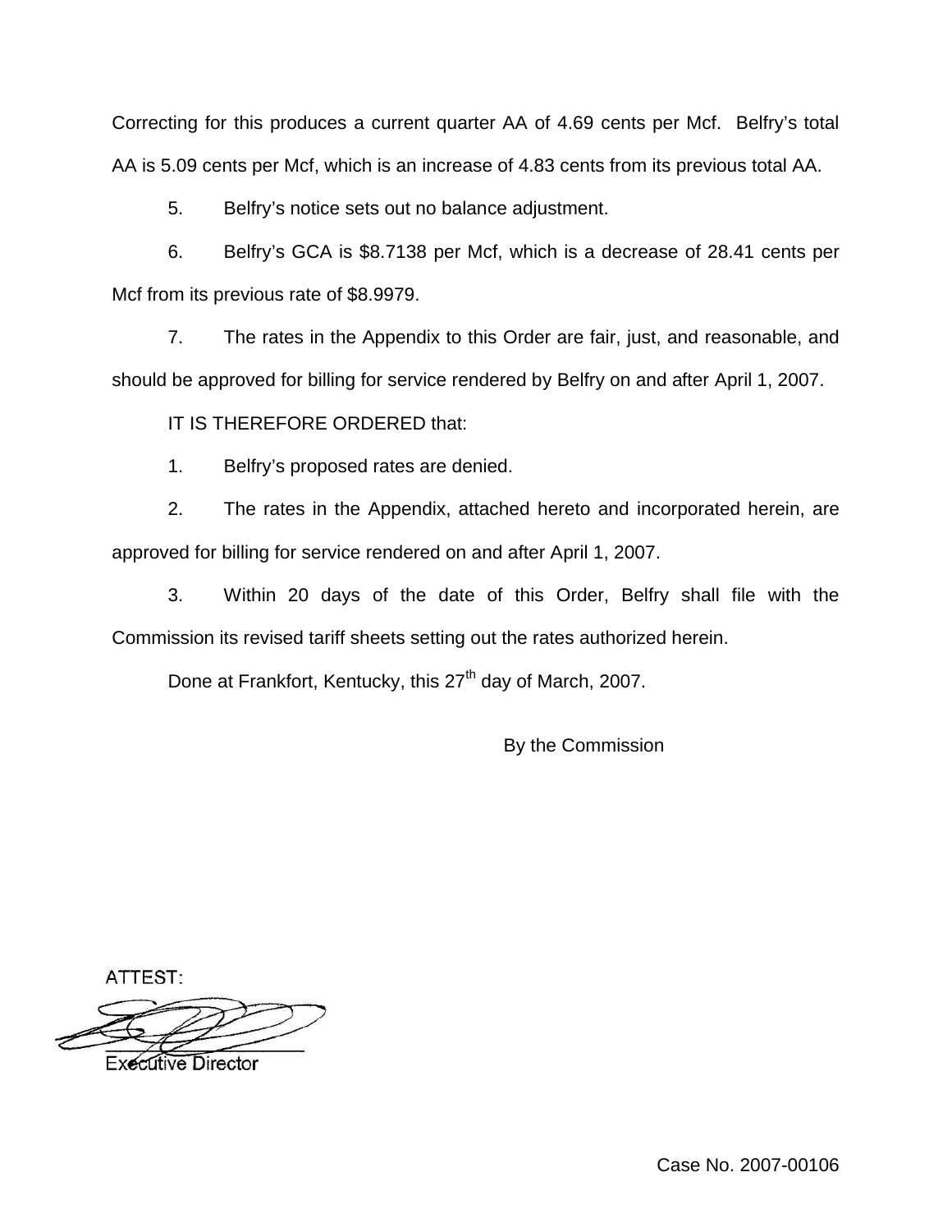Correcting for this produces a current quarter AA of 4.69 cents per Mcf. Belfry's total AA is 5.09 cents per Mcf, which is an increase of 4.83 cents from its previous total AA.

5. Belfry's notice sets out no balance adjustment.

6. Belfry's GCA is $8.7138 per Mcf, which is a decrease of 28.41 cents per Mcf from its previous rate of $8.9979.

7. The rates in the Appendix to this Order are fair, just, and reasonable, and should be approved for billing for service rendered by Belfry on and after April 1, 2007.

IT IS THEREFORE ORDERED that:

1. Belfry's proposed rates are denied.

2. The rates in the Appendix, attached hereto and incorporated herein, are approved for billing for service rendered on and after April 1, 2007.

3. Within 20 days of the date of this Order, Belfry shall file with the Commission its revised tariff sheets setting out the rates authorized herein.

Done at Frankfort, Kentucky, this 27th day of March, 2007.

By the Commission

ATTEST:

Executive Director

Case No. 2007-00106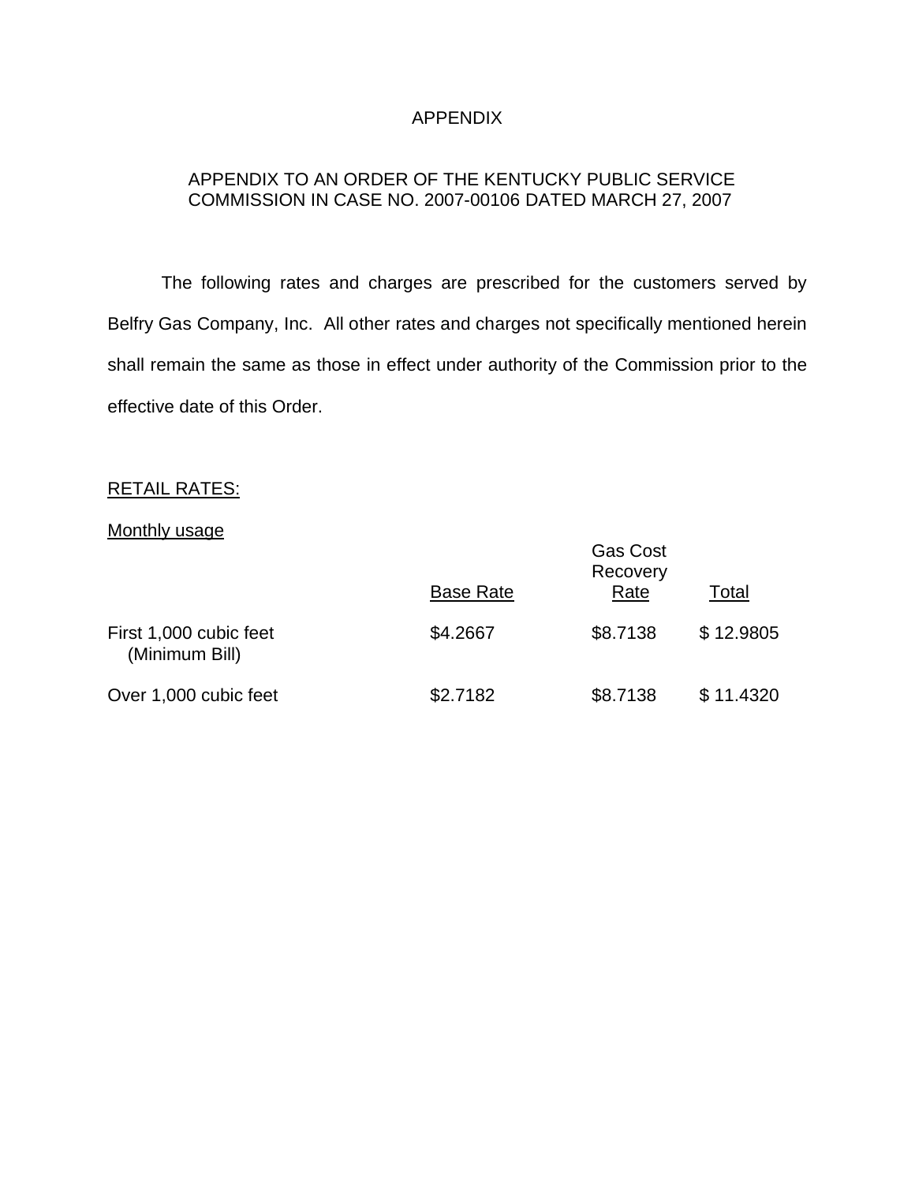APPENDIX

APPENDIX TO AN ORDER OF THE KENTUCKY PUBLIC SERVICE COMMISSION IN CASE NO. 2007-00106 DATED MARCH 27, 2007

The following rates and charges are prescribed for the customers served by Belfry Gas Company, Inc. All other rates and charges not specifically mentioned herein shall remain the same as those in effect under authority of the Commission prior to the effective date of this Order.

RETAIL RATES:

Monthly usage

| | Base Rate | Gas Cost Recovery Rate | Total |
|---|---|---|---|
| First 1,000 cubic feet (Minimum Bill) | $4.2667 | $8.7138 | $ 12.9805 |
| Over 1,000 cubic feet | $2.7182 | $8.7138 | $ 11.4320 |